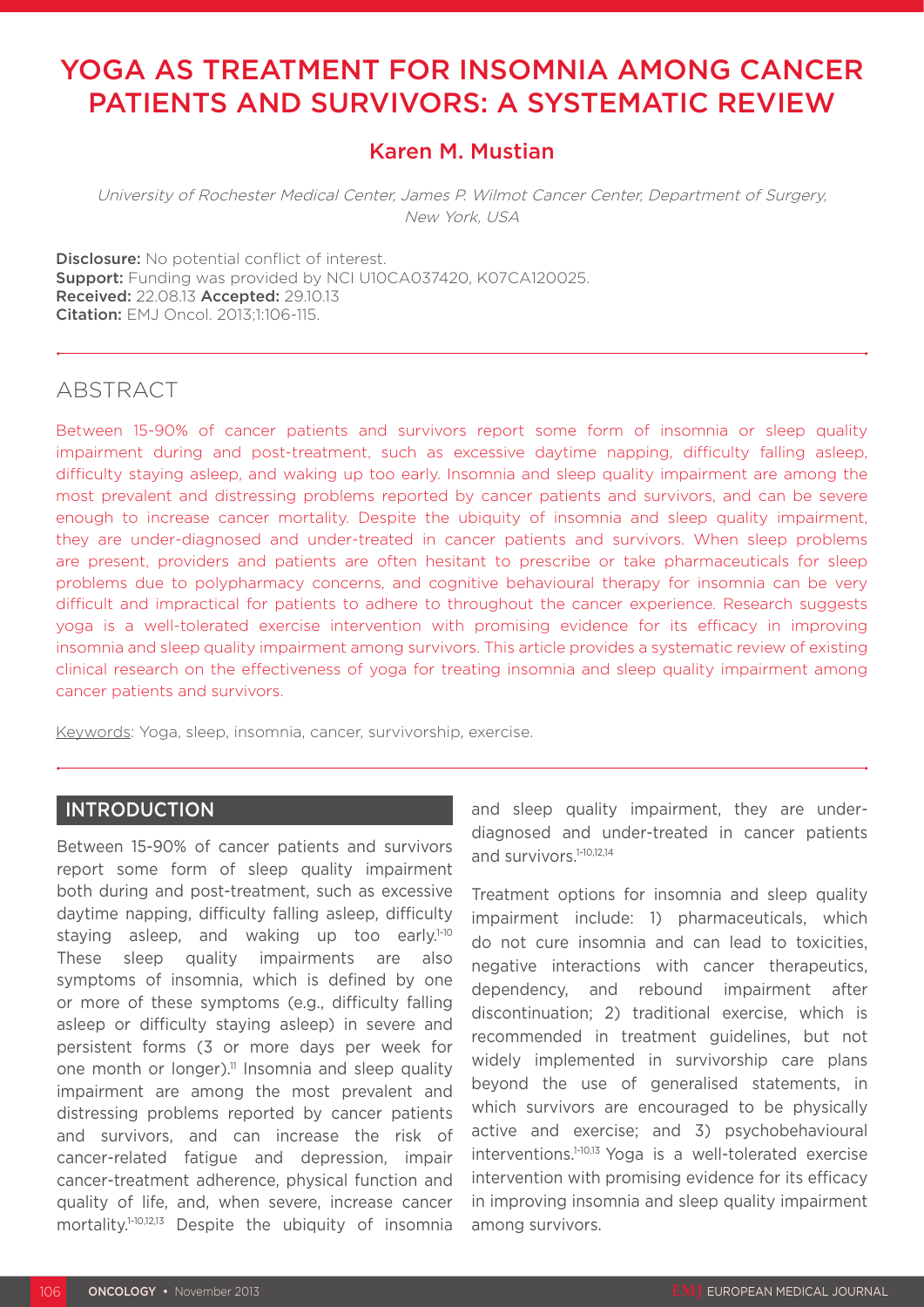# YOGA AS TREATMENT FOR INSOMNIA AMONG CANCER PATIENTS AND SURVIVORS: A SYSTEMATIC REVIEW

## Karen M. Mustian

*University of Rochester Medical Center, James P. Wilmot Cancer Center, Department of Surgery, New York, USA*

**Disclosure:** No potential conflict of interest.
**Support:** Funding was provided by NCI U10CA037420, K07CA120025.
**Received:** 22.08.13 **Accepted:** 29.10.13
**Citation:** EMJ Oncol. 2013;1:106-115.

## ABSTRACT

Between 15-90% of cancer patients and survivors report some form of insomnia or sleep quality impairment during and post-treatment, such as excessive daytime napping, difficulty falling asleep, difficulty staying asleep, and waking up too early. Insomnia and sleep quality impairment are among the most prevalent and distressing problems reported by cancer patients and survivors, and can be severe enough to increase cancer mortality. Despite the ubiquity of insomnia and sleep quality impairment, they are under-diagnosed and under-treated in cancer patients and survivors. When sleep problems are present, providers and patients are often hesitant to prescribe or take pharmaceuticals for sleep problems due to polypharmacy concerns, and cognitive behavioural therapy for insomnia can be very difficult and impractical for patients to adhere to throughout the cancer experience. Research suggests yoga is a well-tolerated exercise intervention with promising evidence for its efficacy in improving insomnia and sleep quality impairment among survivors. This article provides a systematic review of existing clinical research on the effectiveness of yoga for treating insomnia and sleep quality impairment among cancer patients and survivors.

Keywords: Yoga, sleep, insomnia, cancer, survivorship, exercise.

## INTRODUCTION

Between 15-90% of cancer patients and survivors report some form of sleep quality impairment both during and post-treatment, such as excessive daytime napping, difficulty falling asleep, difficulty staying asleep, and waking up too early.[1-10] These sleep quality impairments are also symptoms of insomnia, which is defined by one or more of these symptoms (e.g., difficulty falling asleep or difficulty staying asleep) in severe and persistent forms (3 or more days per week for one month or longer).[11] Insomnia and sleep quality impairment are among the most prevalent and distressing problems reported by cancer patients and survivors, and can increase the risk of cancer-related fatigue and depression, impair cancer-treatment adherence, physical function and quality of life, and, when severe, increase cancer mortality.[1-10,12,13] Despite the ubiquity of insomnia and sleep quality impairment, they are under-diagnosed and under-treated in cancer patients and survivors.[1-10,12,14]

Treatment options for insomnia and sleep quality impairment include: 1) pharmaceuticals, which do not cure insomnia and can lead to toxicities, negative interactions with cancer therapeutics, dependency, and rebound impairment after discontinuation; 2) traditional exercise, which is recommended in treatment guidelines, but not widely implemented in survivorship care plans beyond the use of generalised statements, in which survivors are encouraged to be physically active and exercise; and 3) psychobehavioural interventions.[1-10,13] Yoga is a well-tolerated exercise intervention with promising evidence for its efficacy in improving insomnia and sleep quality impairment among survivors.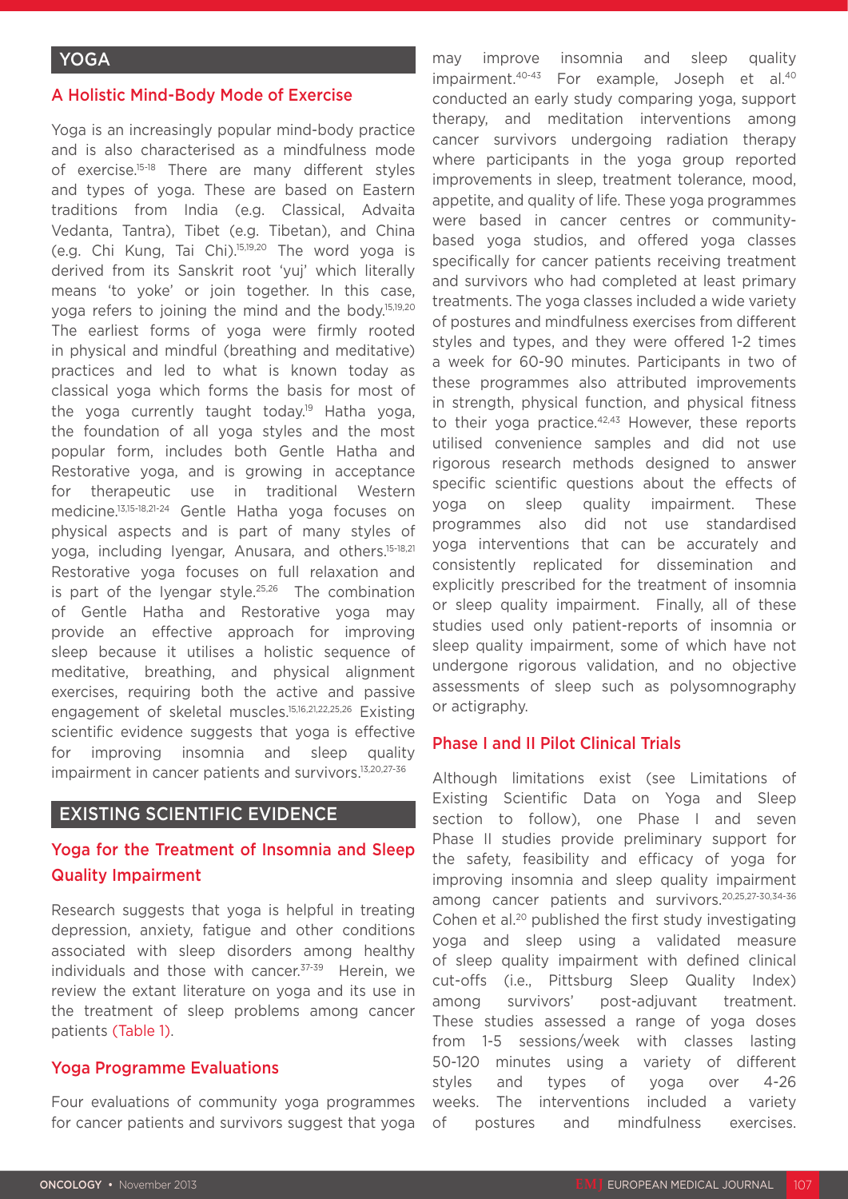## YOGA

### A Holistic Mind-Body Mode of Exercise

Yoga is an increasingly popular mind-body practice and is also characterised as a mindfulness mode of exercise.[15-18] There are many different styles and types of yoga. These are based on Eastern traditions from India (e.g. Classical, Advaita Vedanta, Tantra), Tibet (e.g. Tibetan), and China (e.g. Chi Kung, Tai Chi).[15,19,20] The word yoga is derived from its Sanskrit root 'yuj' which literally means 'to yoke' or join together. In this case, yoga refers to joining the mind and the body.[15,19,20] The earliest forms of yoga were firmly rooted in physical and mindful (breathing and meditative) practices and led to what is known today as classical yoga which forms the basis for most of the yoga currently taught today.[19] Hatha yoga, the foundation of all yoga styles and the most popular form, includes both Gentle Hatha and Restorative yoga, and is growing in acceptance for therapeutic use in traditional Western medicine.[13,15-18,21-24] Gentle Hatha yoga focuses on physical aspects and is part of many styles of yoga, including Iyengar, Anusara, and others.[15-18,21] Restorative yoga focuses on full relaxation and is part of the Iyengar style.[25,26] The combination of Gentle Hatha and Restorative yoga may provide an effective approach for improving sleep because it utilises a holistic sequence of meditative, breathing, and physical alignment exercises, requiring both the active and passive engagement of skeletal muscles.[15,16,21,22,25,26] Existing scientific evidence suggests that yoga is effective for improving insomnia and sleep quality impairment in cancer patients and survivors.[13,20,27-36]

## EXISTING SCIENTIFIC EVIDENCE

### Yoga for the Treatment of Insomnia and Sleep Quality Impairment

Research suggests that yoga is helpful in treating depression, anxiety, fatigue and other conditions associated with sleep disorders among healthy individuals and those with cancer.[37-39] Herein, we review the extant literature on yoga and its use in the treatment of sleep problems among cancer patients (Table 1).

### Yoga Programme Evaluations

Four evaluations of community yoga programmes for cancer patients and survivors suggest that yoga may improve insomnia and sleep quality impairment.[40-43] For example, Joseph et al.[40] conducted an early study comparing yoga, support therapy, and meditation interventions among cancer survivors undergoing radiation therapy where participants in the yoga group reported improvements in sleep, treatment tolerance, mood, appetite, and quality of life. These yoga programmes were based in cancer centres or community-based yoga studios, and offered yoga classes specifically for cancer patients receiving treatment and survivors who had completed at least primary treatments. The yoga classes included a wide variety of postures and mindfulness exercises from different styles and types, and they were offered 1-2 times a week for 60-90 minutes. Participants in two of these programmes also attributed improvements in strength, physical function, and physical fitness to their yoga practice.[42,43] However, these reports utilised convenience samples and did not use rigorous research methods designed to answer specific scientific questions about the effects of yoga on sleep quality impairment. These programmes also did not use standardised yoga interventions that can be accurately and consistently replicated for dissemination and explicitly prescribed for the treatment of insomnia or sleep quality impairment. Finally, all of these studies used only patient-reports of insomnia or sleep quality impairment, some of which have not undergone rigorous validation, and no objective assessments of sleep such as polysomnography or actigraphy.

### Phase I and II Pilot Clinical Trials

Although limitations exist (see Limitations of Existing Scientific Data on Yoga and Sleep section to follow), one Phase I and seven Phase II studies provide preliminary support for the safety, feasibility and efficacy of yoga for improving insomnia and sleep quality impairment among cancer patients and survivors.[20,25,27-30,34-36] Cohen et al.[20] published the first study investigating yoga and sleep using a validated measure of sleep quality impairment with defined clinical cut-offs (i.e., Pittsburg Sleep Quality Index) among survivors' post-adjuvant treatment. These studies assessed a range of yoga doses from 1-5 sessions/week with classes lasting 50-120 minutes using a variety of different styles and types of yoga over 4-26 weeks. The interventions included a variety of postures and mindfulness exercises.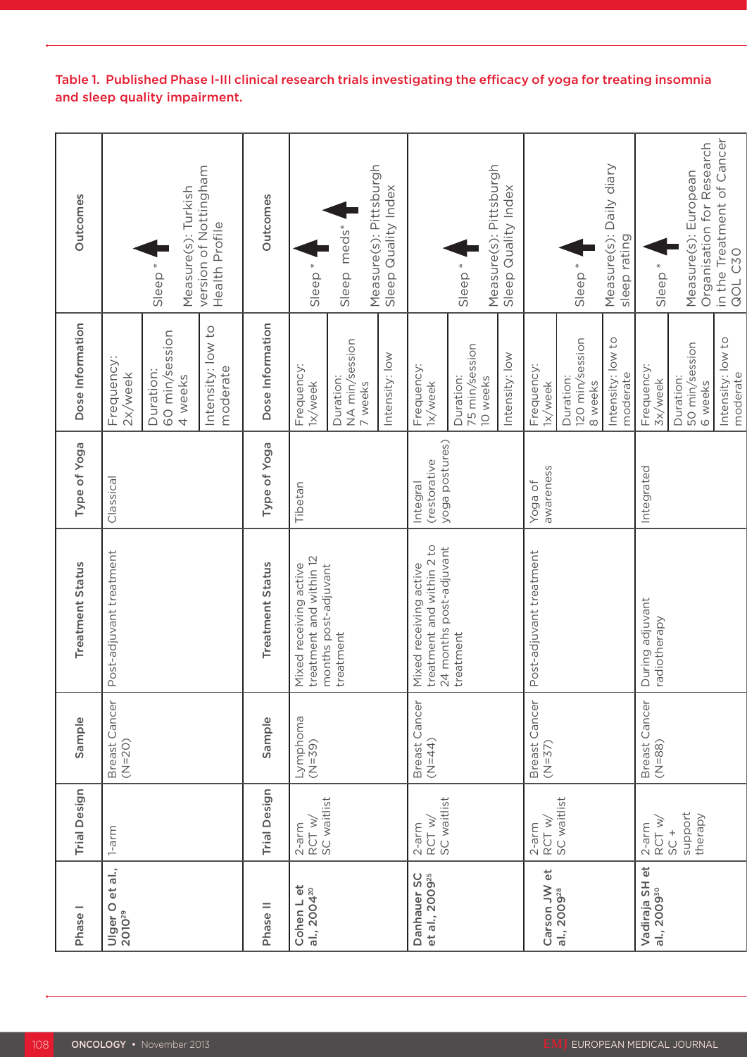Table 1. Published Phase I-III clinical research trials investigating the efficacy of yoga for treating insomnia and sleep quality impairment.

| Phase I | Trial Design | Sample | Treatment Status | Type of Yoga | Dose Information | Outcomes |
|---|---|---|---|---|---|---|
| Ulger O et al., 2010[29] | 1-arm | Breast Cancer (N=20) | Post-adjuvant treatment | Classical | Frequency: 2x/week; Duration: 60 min/session 4 weeks; Intensity: low to moderate | Sleep * ↑; Measure(s): Turkish version of Nottingham Health Profile |
| **Phase II** | **Trial Design** | **Sample** | **Treatment Status** | **Type of Yoga** | **Dose Information** | **Outcomes** |
| Cohen L et al., 2004[20] | 2-arm RCT w/ SC waitlist | Lymphoma (N=39) | Mixed receiving active treatment and within 12 months post-adjuvant treatment | Tibetan | Frequency: 1x/week; Duration: NA min/session 7 weeks; Intensity: low | Sleep * ↑; Sleep meds* ↑; Measure(s): Pittsburgh Sleep Quality Index |
| Danhauer SC et al., 2009[25] | 2-arm RCT w/ SC waitlist | Breast Cancer (N=44) | Mixed receiving active treatment and within 2 to 24 months post-adjuvant treatment | Integral (restorative yoga postures) | Frequency: 1x/week; Duration: 75 min/session 10 weeks; Intensity: low | Sleep * ↑; Measure(s): Pittsburgh Sleep Quality Index |
| Carson JW et al., 2009[28] | 2-arm RCT w/ SC waitlist | Breast Cancer (N=37) | Post-adjuvant treatment | Yoga of awareness | Frequency: 1x/week; Duration: 120 min/session 8 weeks; Intensity: low to moderate | Sleep * ↑; Measure(s): Daily diary sleep rating |
| Vadiraja SH et al., 2009[30] | 2-arm RCT w/ SC + support therapy | Breast Cancer (N=88) | During adjuvant radiotherapy | Integrated | Frequency: 3x/week; Duration: 50 min/session 6 weeks; Intensity: low to moderate | Sleep * ↑; Measure(s): European Organisation for Research in the Treatment of Cancer QOL C30 |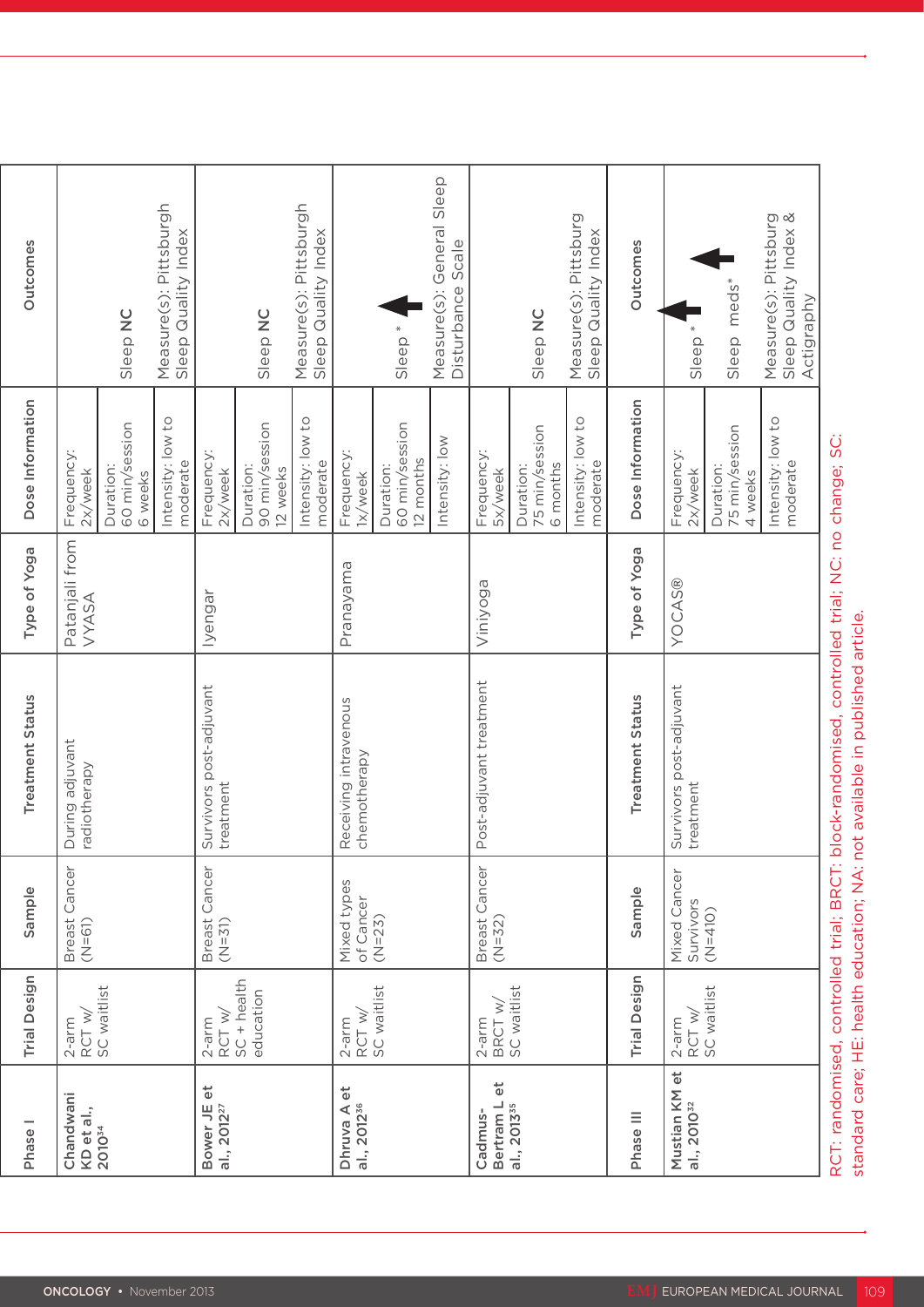| Phase I | Trial Design | Sample | Treatment Status | Type of Yoga | Dose Information | Outcomes |
|---|---|---|---|---|---|---|
| Chandwani KD et al., 2010[34] | 2-arm RCT w/ SC waitlist | Breast Cancer (N=61) | During adjuvant radiotherapy | Patanjali from VYASA | Frequency: 2x/week; Duration: 60 min/session 6 weeks; Intensity: low to moderate | Sleep **NC**; Measure(s): Pittsburgh Sleep Quality Index |
| Bower JE et al., 2012[27] | 2-arm RCT w/ SC + health education | Breast Cancer (N=31) | Survivors post-adjuvant treatment | Iyengar | Frequency: 2x/week; Duration: 90 min/session 12 weeks; Intensity: low to moderate | Sleep **NC**; Measure(s): Pittsburgh Sleep Quality Index |
| Dhruva A et al., 2012[36] | 2-arm RCT w/ SC waitlist | Mixed types of Cancer (N=23) | Receiving intravenous chemotherapy | Pranayama | Frequency: 1x/week; Duration: 60 min/session 12 months; Intensity: low | Sleep * ↑; Measure(s): General Sleep Disturbance Scale |
| Cadmus-Bertram L et al., 2013[35] | 2-arm BRCT w/ SC waitlist | Breast Cancer (N=32) | Post-adjuvant treatment | Viniyoga | Frequency: 5x/week; Duration: 75 min/session 6 months; Intensity: low to moderate | Sleep **NC**; Measure(s): Pittsburg Sleep Quality Index |
| **Phase III** | **Trial Design** | **Sample** | **Treatment Status** | **Type of Yoga** | **Dose Information** | **Outcomes** |
| Mustian KM et al., 2010[32] | 2-arm RCT w/ SC waitlist | Mixed Cancer Survivors (N=410) | Survivors post-adjuvant treatment | YOCAS® | Frequency: 2x/week; Duration: 75 min/session 4 weeks; Intensity: low to moderate | Sleep * ↑; Sleep meds* ↓; Measure(s): Pittsburg Sleep Quality Index & Actigraphy |

RCT: randomised, controlled trial; BRCT: block-randomised, controlled trial; NC: no change; SC: standard care; HE: health education; NA: not available in published article.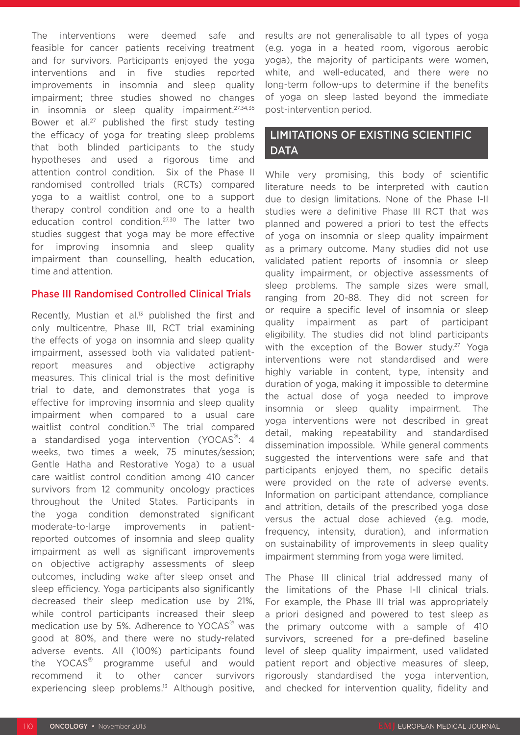The interventions were deemed safe and feasible for cancer patients receiving treatment and for survivors. Participants enjoyed the yoga interventions and in five studies reported improvements in insomnia and sleep quality impairment; three studies showed no changes in insomnia or sleep quality impairment.[27,34,35] Bower et al.[27] published the first study testing the efficacy of yoga for treating sleep problems that both blinded participants to the study hypotheses and used a rigorous time and attention control condition. Six of the Phase II randomised controlled trials (RCTs) compared yoga to a waitlist control, one to a support therapy control condition and one to a health education control condition.[27,30] The latter two studies suggest that yoga may be more effective for improving insomnia and sleep quality impairment than counselling, health education, time and attention.

### Phase III Randomised Controlled Clinical Trials

Recently, Mustian et al.[13] published the first and only multicentre, Phase III, RCT trial examining the effects of yoga on insomnia and sleep quality impairment, assessed both via validated patient-report measures and objective actigraphy measures. This clinical trial is the most definitive trial to date, and demonstrates that yoga is effective for improving insomnia and sleep quality impairment when compared to a usual care waitlist control condition.[13] The trial compared a standardised yoga intervention (YOCAS®: 4 weeks, two times a week, 75 minutes/session; Gentle Hatha and Restorative Yoga) to a usual care waitlist control condition among 410 cancer survivors from 12 community oncology practices throughout the United States. Participants in the yoga condition demonstrated significant moderate-to-large improvements in patient-reported outcomes of insomnia and sleep quality impairment as well as significant improvements on objective actigraphy assessments of sleep outcomes, including wake after sleep onset and sleep efficiency. Yoga participants also significantly decreased their sleep medication use by 21%, while control participants increased their sleep medication use by 5%. Adherence to YOCAS® was good at 80%, and there were no study-related adverse events. All (100%) participants found the YOCAS® programme useful and would recommend it to other cancer survivors experiencing sleep problems.[13] Although positive, results are not generalisable to all types of yoga (e.g. yoga in a heated room, vigorous aerobic yoga), the majority of participants were women, white, and well-educated, and there were no long-term follow-ups to determine if the benefits of yoga on sleep lasted beyond the immediate post-intervention period.

## LIMITATIONS OF EXISTING SCIENTIFIC DATA

While very promising, this body of scientific literature needs to be interpreted with caution due to design limitations. None of the Phase I-II studies were a definitive Phase III RCT that was planned and powered a priori to test the effects of yoga on insomnia or sleep quality impairment as a primary outcome. Many studies did not use validated patient reports of insomnia or sleep quality impairment, or objective assessments of sleep problems. The sample sizes were small, ranging from 20-88. They did not screen for or require a specific level of insomnia or sleep quality impairment as part of participant eligibility. The studies did not blind participants with the exception of the Bower study.[27] Yoga interventions were not standardised and were highly variable in content, type, intensity and duration of yoga, making it impossible to determine the actual dose of yoga needed to improve insomnia or sleep quality impairment. The yoga interventions were not described in great detail, making repeatability and standardised dissemination impossible. While general comments suggested the interventions were safe and that participants enjoyed them, no specific details were provided on the rate of adverse events. Information on participant attendance, compliance and attrition, details of the prescribed yoga dose versus the actual dose achieved (e.g. mode, frequency, intensity, duration), and information on sustainability of improvements in sleep quality impairment stemming from yoga were limited.

The Phase III clinical trial addressed many of the limitations of the Phase I-II clinical trials. For example, the Phase III trial was appropriately a priori designed and powered to test sleep as the primary outcome with a sample of 410 survivors, screened for a pre-defined baseline level of sleep quality impairment, used validated patient report and objective measures of sleep, rigorously standardised the yoga intervention, and checked for intervention quality, fidelity and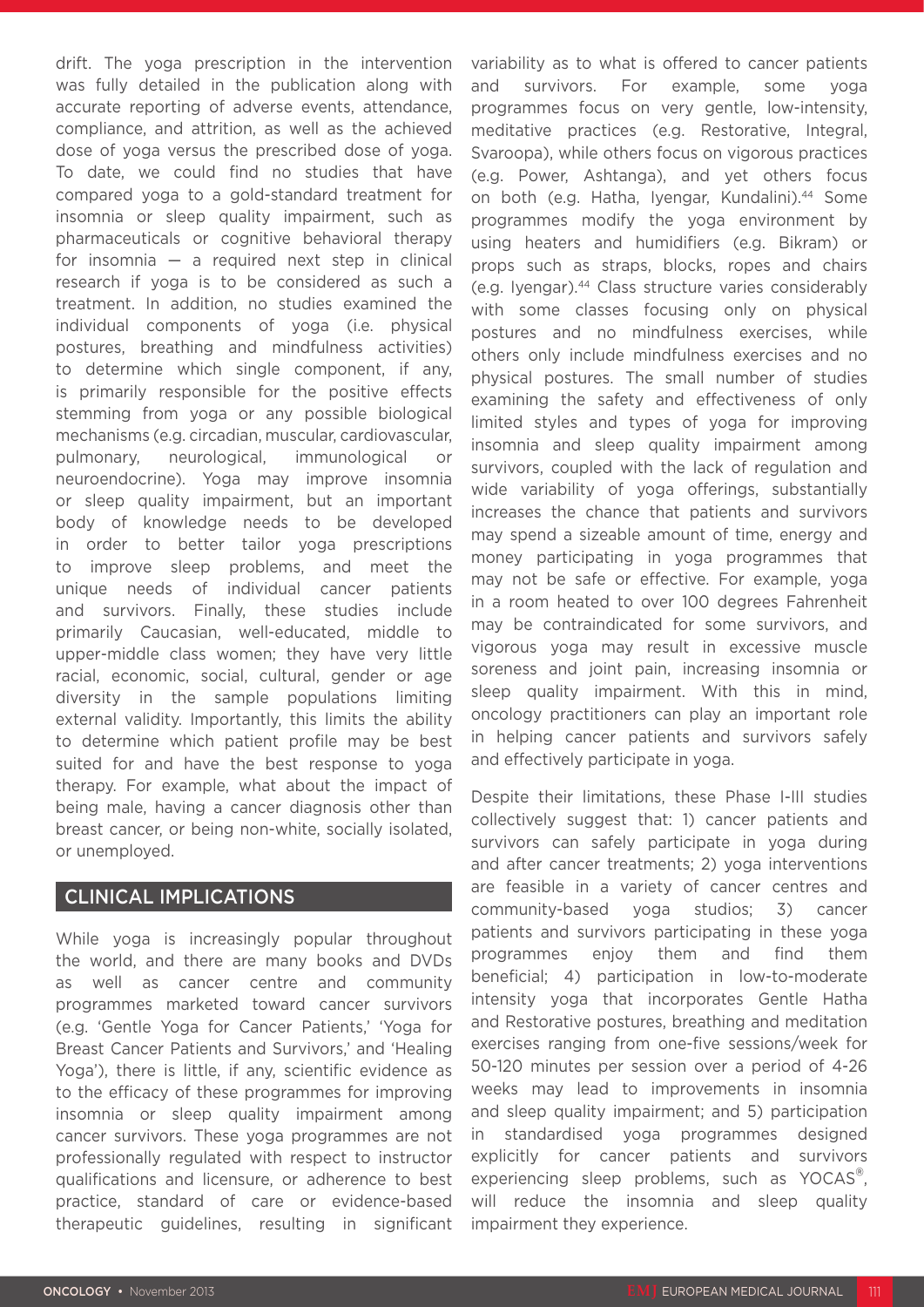drift. The yoga prescription in the intervention was fully detailed in the publication along with accurate reporting of adverse events, attendance, compliance, and attrition, as well as the achieved dose of yoga versus the prescribed dose of yoga. To date, we could find no studies that have compared yoga to a gold-standard treatment for insomnia or sleep quality impairment, such as pharmaceuticals or cognitive behavioral therapy for insomnia — a required next step in clinical research if yoga is to be considered as such a treatment. In addition, no studies examined the individual components of yoga (i.e. physical postures, breathing and mindfulness activities) to determine which single component, if any, is primarily responsible for the positive effects stemming from yoga or any possible biological mechanisms (e.g. circadian, muscular, cardiovascular, pulmonary, neurological, immunological or neuroendocrine). Yoga may improve insomnia or sleep quality impairment, but an important body of knowledge needs to be developed in order to better tailor yoga prescriptions to improve sleep problems, and meet the unique needs of individual cancer patients and survivors. Finally, these studies include primarily Caucasian, well-educated, middle to upper-middle class women; they have very little racial, economic, social, cultural, gender or age diversity in the sample populations limiting external validity. Importantly, this limits the ability to determine which patient profile may be best suited for and have the best response to yoga therapy. For example, what about the impact of being male, having a cancer diagnosis other than breast cancer, or being non-white, socially isolated, or unemployed.

## CLINICAL IMPLICATIONS

While yoga is increasingly popular throughout the world, and there are many books and DVDs as well as cancer centre and community programmes marketed toward cancer survivors (e.g. 'Gentle Yoga for Cancer Patients,' 'Yoga for Breast Cancer Patients and Survivors,' and 'Healing Yoga'), there is little, if any, scientific evidence as to the efficacy of these programmes for improving insomnia or sleep quality impairment among cancer survivors. These yoga programmes are not professionally regulated with respect to instructor qualifications and licensure, or adherence to best practice, standard of care or evidence-based therapeutic guidelines, resulting in significant variability as to what is offered to cancer patients and survivors. For example, some yoga programmes focus on very gentle, low-intensity, meditative practices (e.g. Restorative, Integral, Svaroopa), while others focus on vigorous practices (e.g. Power, Ashtanga), and yet others focus on both (e.g. Hatha, Iyengar, Kundalini).[44] Some programmes modify the yoga environment by using heaters and humidifiers (e.g. Bikram) or props such as straps, blocks, ropes and chairs (e.g. Iyengar).[44] Class structure varies considerably with some classes focusing only on physical postures and no mindfulness exercises, while others only include mindfulness exercises and no physical postures. The small number of studies examining the safety and effectiveness of only limited styles and types of yoga for improving insomnia and sleep quality impairment among survivors, coupled with the lack of regulation and wide variability of yoga offerings, substantially increases the chance that patients and survivors may spend a sizeable amount of time, energy and money participating in yoga programmes that may not be safe or effective. For example, yoga in a room heated to over 100 degrees Fahrenheit may be contraindicated for some survivors, and vigorous yoga may result in excessive muscle soreness and joint pain, increasing insomnia or sleep quality impairment. With this in mind, oncology practitioners can play an important role in helping cancer patients and survivors safely and effectively participate in yoga.

Despite their limitations, these Phase I-III studies collectively suggest that: 1) cancer patients and survivors can safely participate in yoga during and after cancer treatments; 2) yoga interventions are feasible in a variety of cancer centres and community-based yoga studios; 3) cancer patients and survivors participating in these yoga programmes enjoy them and find them beneficial; 4) participation in low-to-moderate intensity yoga that incorporates Gentle Hatha and Restorative postures, breathing and meditation exercises ranging from one-five sessions/week for 50-120 minutes per session over a period of 4-26 weeks may lead to improvements in insomnia and sleep quality impairment; and 5) participation in standardised yoga programmes designed explicitly for cancer patients and survivors experiencing sleep problems, such as YOCAS®, will reduce the insomnia and sleep quality impairment they experience.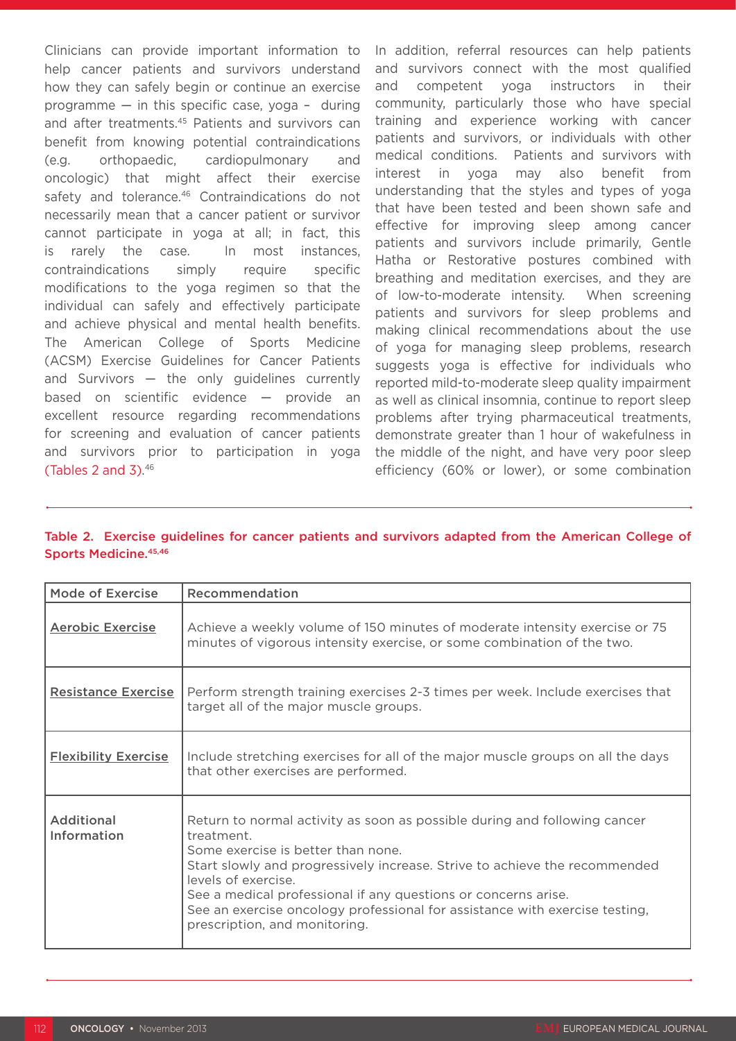Clinicians can provide important information to help cancer patients and survivors understand how they can safely begin or continue an exercise programme — in this specific case, yoga – during and after treatments.[45] Patients and survivors can benefit from knowing potential contraindications (e.g. orthopaedic, cardiopulmonary and oncologic) that might affect their exercise safety and tolerance.[46] Contraindications do not necessarily mean that a cancer patient or survivor cannot participate in yoga at all; in fact, this is rarely the case. In most instances, contraindications simply require specific modifications to the yoga regimen so that the individual can safely and effectively participate and achieve physical and mental health benefits. The American College of Sports Medicine (ACSM) Exercise Guidelines for Cancer Patients and Survivors — the only guidelines currently based on scientific evidence — provide an excellent resource regarding recommendations for screening and evaluation of cancer patients and survivors prior to participation in yoga (Tables 2 and 3).[46]

In addition, referral resources can help patients and survivors connect with the most qualified and competent yoga instructors in their community, particularly those who have special training and experience working with cancer patients and survivors, or individuals with other medical conditions. Patients and survivors with interest in yoga may also benefit from understanding that the styles and types of yoga that have been tested and been shown safe and effective for improving sleep among cancer patients and survivors include primarily, Gentle Hatha or Restorative postures combined with breathing and meditation exercises, and they are of low-to-moderate intensity. When screening patients and survivors for sleep problems and making clinical recommendations about the use of yoga for managing sleep problems, research suggests yoga is effective for individuals who reported mild-to-moderate sleep quality impairment as well as clinical insomnia, continue to report sleep problems after trying pharmaceutical treatments, demonstrate greater than 1 hour of wakefulness in the middle of the night, and have very poor sleep efficiency (60% or lower), or some combination

**Table 2. Exercise guidelines for cancer patients and survivors adapted from the American College of Sports Medicine.[45,46]**

| Mode of Exercise | Recommendation |
|---|---|
| Aerobic Exercise | Achieve a weekly volume of 150 minutes of moderate intensity exercise or 75 minutes of vigorous intensity exercise, or some combination of the two. |
| Resistance Exercise | Perform strength training exercises 2-3 times per week. Include exercises that target all of the major muscle groups. |
| Flexibility Exercise | Include stretching exercises for all of the major muscle groups on all the days that other exercises are performed. |
| **Additional Information** | Return to normal activity as soon as possible during and following cancer treatment.<br>Some exercise is better than none.<br>Start slowly and progressively increase. Strive to achieve the recommended levels of exercise.<br>See a medical professional if any questions or concerns arise.<br>See an exercise oncology professional for assistance with exercise testing, prescription, and monitoring. |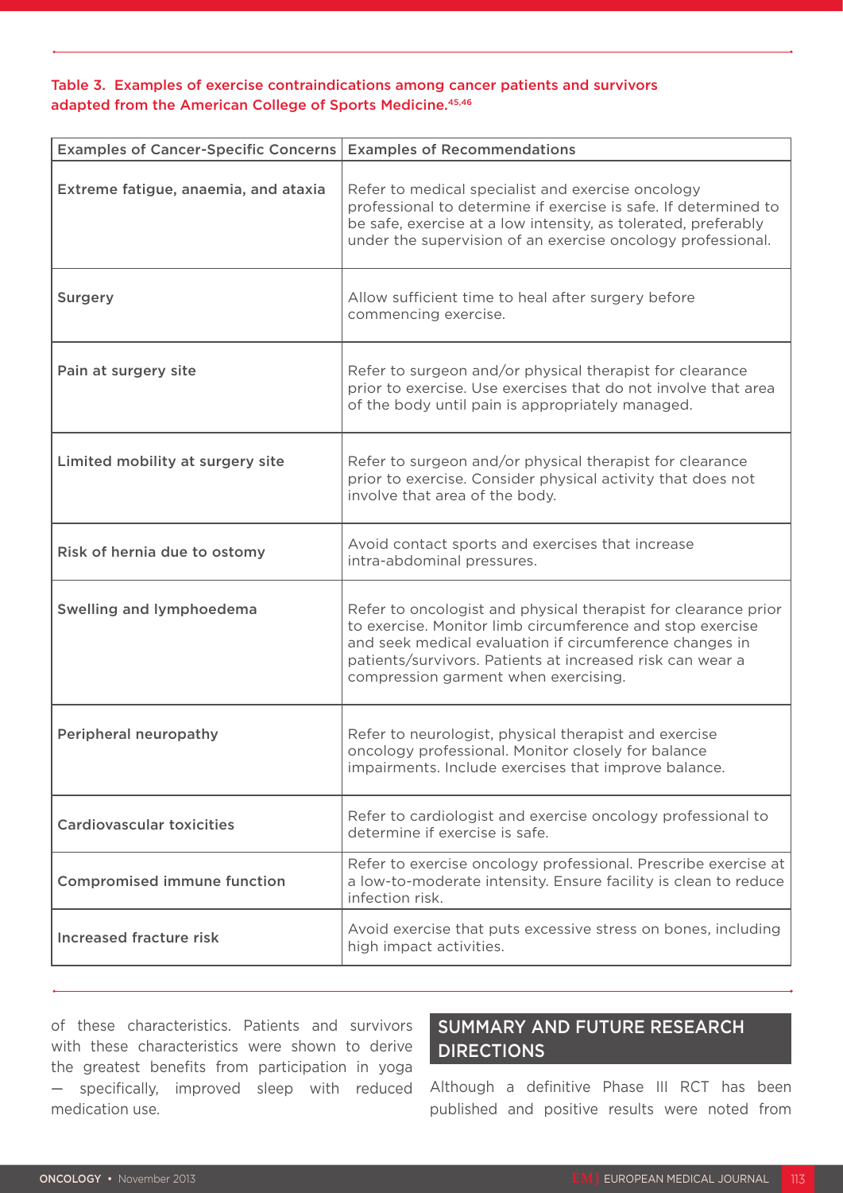Table 3. Examples of exercise contraindications among cancer patients and survivors adapted from the American College of Sports Medicine.[45,46]

| Examples of Cancer-Specific Concerns | Examples of Recommendations |
|---|---|
| Extreme fatigue, anaemia, and ataxia | Refer to medical specialist and exercise oncology professional to determine if exercise is safe. If determined to be safe, exercise at a low intensity, as tolerated, preferably under the supervision of an exercise oncology professional. |
| Surgery | Allow sufficient time to heal after surgery before commencing exercise. |
| Pain at surgery site | Refer to surgeon and/or physical therapist for clearance prior to exercise. Use exercises that do not involve that area of the body until pain is appropriately managed. |
| Limited mobility at surgery site | Refer to surgeon and/or physical therapist for clearance prior to exercise. Consider physical activity that does not involve that area of the body. |
| Risk of hernia due to ostomy | Avoid contact sports and exercises that increase intra-abdominal pressures. |
| Swelling and lymphoedema | Refer to oncologist and physical therapist for clearance prior to exercise. Monitor limb circumference and stop exercise and seek medical evaluation if circumference changes in patients/survivors. Patients at increased risk can wear a compression garment when exercising. |
| Peripheral neuropathy | Refer to neurologist, physical therapist and exercise oncology professional. Monitor closely for balance impairments. Include exercises that improve balance. |
| Cardiovascular toxicities | Refer to cardiologist and exercise oncology professional to determine if exercise is safe. |
| Compromised immune function | Refer to exercise oncology professional. Prescribe exercise at a low-to-moderate intensity. Ensure facility is clean to reduce infection risk. |
| Increased fracture risk | Avoid exercise that puts excessive stress on bones, including high impact activities. |

of these characteristics. Patients and survivors with these characteristics were shown to derive the greatest benefits from participation in yoga — specifically, improved sleep with reduced medication use.

## SUMMARY AND FUTURE RESEARCH DIRECTIONS

Although a definitive Phase III RCT has been published and positive results were noted from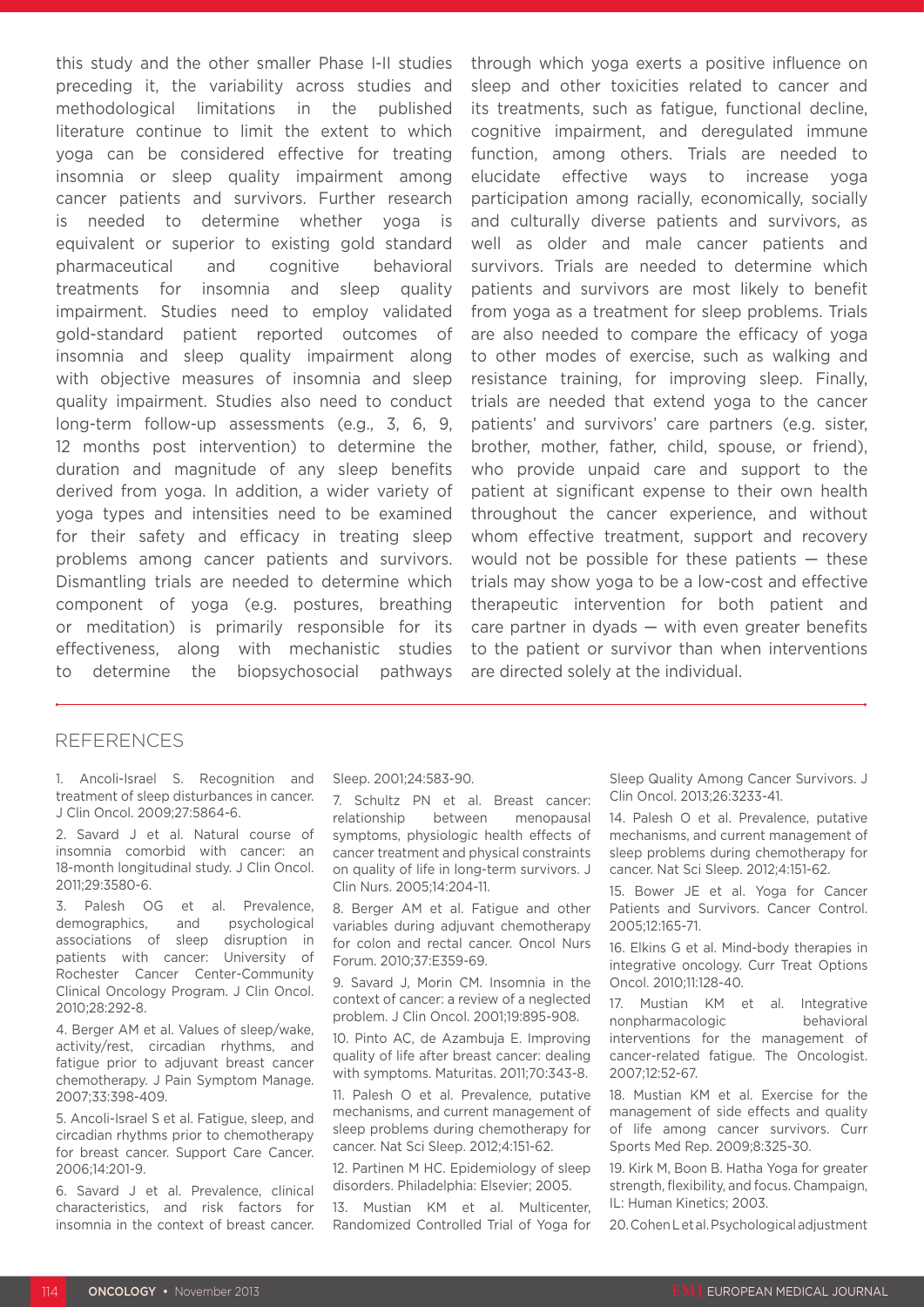this study and the other smaller Phase I-II studies preceding it, the variability across studies and methodological limitations in the published literature continue to limit the extent to which yoga can be considered effective for treating insomnia or sleep quality impairment among cancer patients and survivors. Further research is needed to determine whether yoga is equivalent or superior to existing gold standard pharmaceutical and cognitive behavioral treatments for insomnia and sleep quality impairment. Studies need to employ validated gold-standard patient reported outcomes of insomnia and sleep quality impairment along with objective measures of insomnia and sleep quality impairment. Studies also need to conduct long-term follow-up assessments (e.g., 3, 6, 9, 12 months post intervention) to determine the duration and magnitude of any sleep benefits derived from yoga. In addition, a wider variety of yoga types and intensities need to be examined for their safety and efficacy in treating sleep problems among cancer patients and survivors. Dismantling trials are needed to determine which component of yoga (e.g. postures, breathing or meditation) is primarily responsible for its effectiveness, along with mechanistic studies to determine the biopsychosocial pathways through which yoga exerts a positive influence on sleep and other toxicities related to cancer and its treatments, such as fatigue, functional decline, cognitive impairment, and deregulated immune function, among others. Trials are needed to elucidate effective ways to increase yoga participation among racially, economically, socially and culturally diverse patients and survivors, as well as older and male cancer patients and survivors. Trials are needed to determine which patients and survivors are most likely to benefit from yoga as a treatment for sleep problems. Trials are also needed to compare the efficacy of yoga to other modes of exercise, such as walking and resistance training, for improving sleep. Finally, trials are needed that extend yoga to the cancer patients' and survivors' care partners (e.g. sister, brother, mother, father, child, spouse, or friend), who provide unpaid care and support to the patient at significant expense to their own health throughout the cancer experience, and without whom effective treatment, support and recovery would not be possible for these patients — these trials may show yoga to be a low-cost and effective therapeutic intervention for both patient and care partner in dyads — with even greater benefits to the patient or survivor than when interventions are directed solely at the individual.

## REFERENCES

1. Ancoli-Israel S. Recognition and treatment of sleep disturbances in cancer. J Clin Oncol. 2009;27:5864-6.

2. Savard J et al. Natural course of insomnia comorbid with cancer: an 18-month longitudinal study. J Clin Oncol. 2011;29:3580-6.

3. Palesh OG et al. Prevalence, demographics, and psychological associations of sleep disruption in patients with cancer: University of Rochester Cancer Center-Community Clinical Oncology Program. J Clin Oncol. 2010;28:292-8.

4. Berger AM et al. Values of sleep/wake, activity/rest, circadian rhythms, and fatigue prior to adjuvant breast cancer chemotherapy. J Pain Symptom Manage. 2007;33:398-409.

5. Ancoli-Israel S et al. Fatigue, sleep, and circadian rhythms prior to chemotherapy for breast cancer. Support Care Cancer. 2006;14:201-9.

6. Savard J et al. Prevalence, clinical characteristics, and risk factors for insomnia in the context of breast cancer. Sleep. 2001;24:583-90.

7. Schultz PN et al. Breast cancer: relationship between menopausal symptoms, physiologic health effects of cancer treatment and physical constraints on quality of life in long-term survivors. J Clin Nurs. 2005;14:204-11.

8. Berger AM et al. Fatigue and other variables during adjuvant chemotherapy for colon and rectal cancer. Oncol Nurs Forum. 2010;37:E359-69.

9. Savard J, Morin CM. Insomnia in the context of cancer: a review of a neglected problem. J Clin Oncol. 2001;19:895-908.

10. Pinto AC, de Azambuja E. Improving quality of life after breast cancer: dealing with symptoms. Maturitas. 2011;70:343-8.

11. Palesh O et al. Prevalence, putative mechanisms, and current management of sleep problems during chemotherapy for cancer. Nat Sci Sleep. 2012;4:151-62.

12. Partinen M HC. Epidemiology of sleep disorders. Philadelphia: Elsevier; 2005.

13. Mustian KM et al. Multicenter, Randomized Controlled Trial of Yoga for Sleep Quality Among Cancer Survivors. J Clin Oncol. 2013;26:3233-41.

14. Palesh O et al. Prevalence, putative mechanisms, and current management of sleep problems during chemotherapy for cancer. Nat Sci Sleep. 2012;4:151-62.

15. Bower JE et al. Yoga for Cancer Patients and Survivors. Cancer Control. 2005;12:165-71.

16. Elkins G et al. Mind-body therapies in integrative oncology. Curr Treat Options Oncol. 2010;11:128-40.

17. Mustian KM et al. Integrative nonpharmacologic behavioral interventions for the management of cancer-related fatigue. The Oncologist. 2007;12:52-67.

18. Mustian KM et al. Exercise for the management of side effects and quality of life among cancer survivors. Curr Sports Med Rep. 2009;8:325-30.

19. Kirk M, Boon B. Hatha Yoga for greater strength, flexibility, and focus. Champaign, IL: Human Kinetics; 2003.

20. Cohen L et al. Psychological adjustment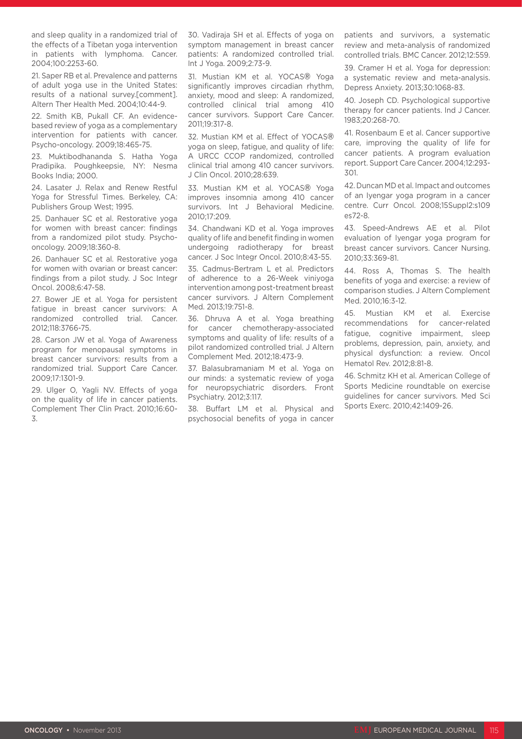and sleep quality in a randomized trial of the effects of a Tibetan yoga intervention in patients with lymphoma. Cancer. 2004;100:2253-60.

21. Saper RB et al. Prevalence and patterns of adult yoga use in the United States: results of a national survey.[comment]. Altern Ther Health Med. 2004;10:44-9.

22. Smith KB, Pukall CF. An evidence-based review of yoga as a complementary intervention for patients with cancer. Psycho-oncology. 2009;18:465-75.

23. Muktibodhananda S. Hatha Yoga Pradipika. Poughkeepsie, NY: Nesma Books India; 2000.

24. Lasater J. Relax and Renew Restful Yoga for Stressful Times. Berkeley, CA: Publishers Group West; 1995.

25. Danhauer SC et al. Restorative yoga for women with breast cancer: findings from a randomized pilot study. Psycho-oncology. 2009;18:360-8.

26. Danhauer SC et al. Restorative yoga for women with ovarian or breast cancer: findings from a pilot study. J Soc Integr Oncol. 2008;6:47-58.

27. Bower JE et al. Yoga for persistent fatigue in breast cancer survivors: A randomized controlled trial. Cancer. 2012;118:3766-75.

28. Carson JW et al. Yoga of Awareness program for menopausal symptoms in breast cancer survivors: results from a randomized trial. Support Care Cancer. 2009;17:1301-9.

29. Ulger O, Yagli NV. Effects of yoga on the quality of life in cancer patients. Complement Ther Clin Pract. 2010;16:60-3.

30. Vadiraja SH et al. Effects of yoga on symptom management in breast cancer patients: A randomized controlled trial. Int J Yoga. 2009;2:73-9.

31. Mustian KM et al. YOCAS® Yoga significantly improves circadian rhythm, anxiety, mood and sleep: A randomized, controlled clinical trial among 410 cancer survivors. Support Care Cancer. 2011;19:317-8.

32. Mustian KM et al. Effect of YOCAS® yoga on sleep, fatigue, and quality of life: A URCC CCOP randomized, controlled clinical trial among 410 cancer survivors. J Clin Oncol. 2010;28:639.

33. Mustian KM et al. YOCAS® Yoga improves insomnia among 410 cancer survivors. Int J Behavioral Medicine. 2010;17:209.

34. Chandwani KD et al. Yoga improves quality of life and benefit finding in women undergoing radiotherapy for breast cancer. J Soc Integr Oncol. 2010;8:43-55.

35. Cadmus-Bertram L et al. Predictors of adherence to a 26-Week viniyoga intervention among post-treatment breast cancer survivors. J Altern Complement Med. 2013;19:751-8.

36. Dhruva A et al. Yoga breathing for cancer chemotherapy-associated symptoms and quality of life: results of a pilot randomized controlled trial. J Altern Complement Med. 2012;18:473-9.

37. Balasubramaniam M et al. Yoga on our minds: a systematic review of yoga for neuropsychiatric disorders. Front Psychiatry. 2012;3:117.

38. Buffart LM et al. Physical and psychosocial benefits of yoga in cancer patients and survivors, a systematic review and meta-analysis of randomized controlled trials. BMC Cancer. 2012;12:559.

39. Cramer H et al. Yoga for depression: a systematic review and meta-analysis. Depress Anxiety. 2013;30:1068-83.

40. Joseph CD. Psychological supportive therapy for cancer patients. Ind J Cancer. 1983;20:268-70.

41. Rosenbaum E et al. Cancer supportive care, improving the quality of life for cancer patients. A program evaluation report. Support Care Cancer. 2004;12:293-301.

42. Duncan MD et al. Impact and outcomes of an Iyengar yoga program in a cancer centre. Curr Oncol. 2008;15Suppl2:s109 es72-8.

43. Speed-Andrews AE et al. Pilot evaluation of Iyengar yoga program for breast cancer survivors. Cancer Nursing. 2010;33:369-81.

44. Ross A, Thomas S. The health benefits of yoga and exercise: a review of comparison studies. J Altern Complement Med. 2010;16:3-12.

45. Mustian KM et al. Exercise recommendations for cancer-related fatigue, cognitive impairment, sleep problems, depression, pain, anxiety, and physical dysfunction: a review. Oncol Hematol Rev. 2012;8:81-8.

46. Schmitz KH et al. American College of Sports Medicine roundtable on exercise guidelines for cancer survivors. Med Sci Sports Exerc. 2010;42:1409-26.